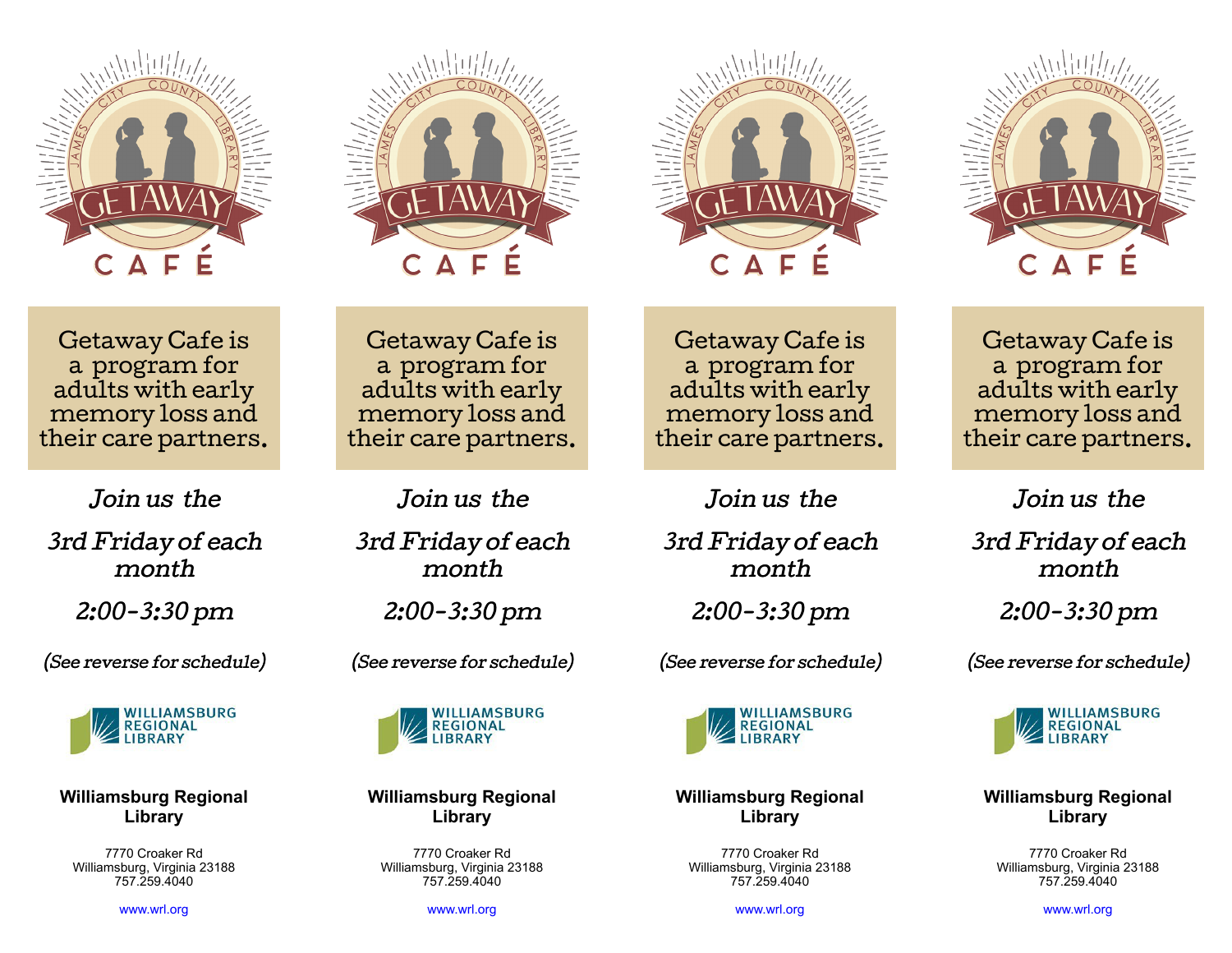# GETAWAY CAFÉ

James City County Library

Getaway Cafe is a program for adults with early memory loss and their care partners.

*Join us the*

*3rd Friday of each month*

*2:00-3:30 pm*

*(See reverse for schedule)*

WILLIAMSBURG REGIONAL LIBRARY

**Williamsburg Regional Library**

7770 Croaker Rd
Williamsburg, Virginia 23188
757.259.4040

www.wrl.org

---

# GETAWAY CAFÉ

James City County Library

Getaway Cafe is a program for adults with early memory loss and their care partners.

*Join us the*

*3rd Friday of each month*

*2:00-3:30 pm*

*(See reverse for schedule)*

WILLIAMSBURG REGIONAL LIBRARY

**Williamsburg Regional Library**

7770 Croaker Rd
Williamsburg, Virginia 23188
757.259.4040

www.wrl.org

---

# GETAWAY CAFÉ

James City County Library

Getaway Cafe is a program for adults with early memory loss and their care partners.

*Join us the*

*3rd Friday of each month*

*2:00-3:30 pm*

*(See reverse for schedule)*

WILLIAMSBURG REGIONAL LIBRARY

**Williamsburg Regional Library**

7770 Croaker Rd
Williamsburg, Virginia 23188
757.259.4040

www.wrl.org

---

# GETAWAY CAFÉ

James City County Library

Getaway Cafe is a program for adults with early memory loss and their care partners.

*Join us the*

*3rd Friday of each month*

*2:00-3:30 pm*

*(See reverse for schedule)*

WILLIAMSBURG REGIONAL LIBRARY

**Williamsburg Regional Library**

7770 Croaker Rd
Williamsburg, Virginia 23188
757.259.4040

www.wrl.org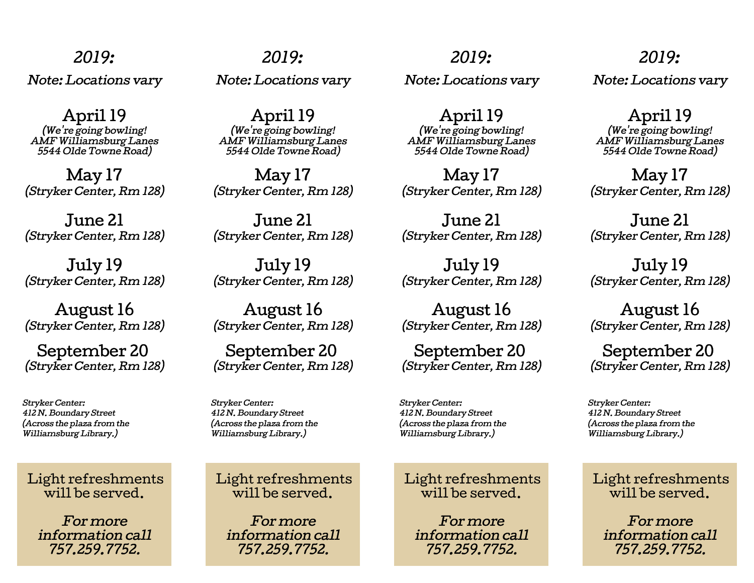*2019:*

*Note: Locations vary*

April 19
*(We're going bowling!
AMF Williamsburg Lanes
5544 Olde Towne Road)*

May 17
*(Stryker Center, Rm 128)*

June 21
*(Stryker Center, Rm 128)*

July 19
*(Stryker Center, Rm 128)*

August 16
*(Stryker Center, Rm 128)*

September 20
*(Stryker Center, Rm 128)*

*Stryker Center:
412 N. Boundary Street
(Across the plaza from the
Williamsburg Library.)*

Light refreshments will be served.

*For more information call 757.259.7752.*

---

*2019:*

*Note: Locations vary*

April 19
*(We're going bowling!
AMF Williamsburg Lanes
5544 Olde Towne Road)*

May 17
*(Stryker Center, Rm 128)*

June 21
*(Stryker Center, Rm 128)*

July 19
*(Stryker Center, Rm 128)*

August 16
*(Stryker Center, Rm 128)*

September 20
*(Stryker Center, Rm 128)*

*Stryker Center:
412 N. Boundary Street
(Across the plaza from the
Williamsburg Library.)*

Light refreshments will be served.

*For more information call 757.259.7752.*

---

*2019:*

*Note: Locations vary*

April 19
*(We're going bowling!
AMF Williamsburg Lanes
5544 Olde Towne Road)*

May 17
*(Stryker Center, Rm 128)*

June 21
*(Stryker Center, Rm 128)*

July 19
*(Stryker Center, Rm 128)*

August 16
*(Stryker Center, Rm 128)*

September 20
*(Stryker Center, Rm 128)*

*Stryker Center:
412 N. Boundary Street
(Across the plaza from the
Williamsburg Library.)*

Light refreshments will be served.

*For more information call 757.259.7752.*

---

*2019:*

*Note: Locations vary*

April 19
*(We're going bowling!
AMF Williamsburg Lanes
5544 Olde Towne Road)*

May 17
*(Stryker Center, Rm 128)*

June 21
*(Stryker Center, Rm 128)*

July 19
*(Stryker Center, Rm 128)*

August 16
*(Stryker Center, Rm 128)*

September 20
*(Stryker Center, Rm 128)*

*Stryker Center:
412 N. Boundary Street
(Across the plaza from the
Williamsburg Library.)*

Light refreshments will be served.

*For more information call 757.259.7752.*